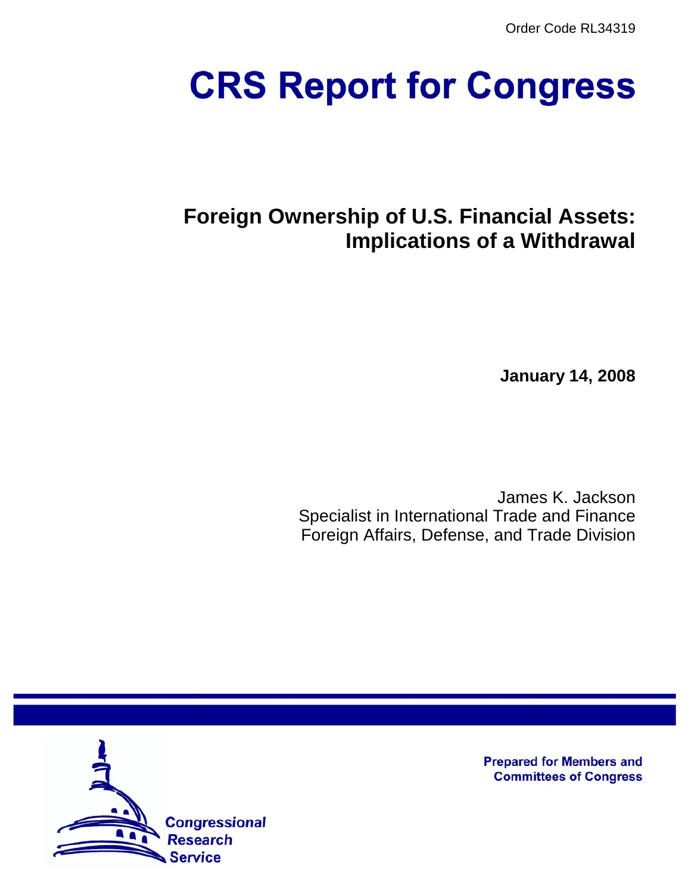Order Code RL34319

# CRS Report for Congress

## Foreign Ownership of U.S. Financial Assets: Implications of a Withdrawal

**January 14, 2008**

James K. Jackson
Specialist in International Trade and Finance
Foreign Affairs, Defense, and Trade Division

Congressional Research Service

**Prepared for Members and Committees of Congress**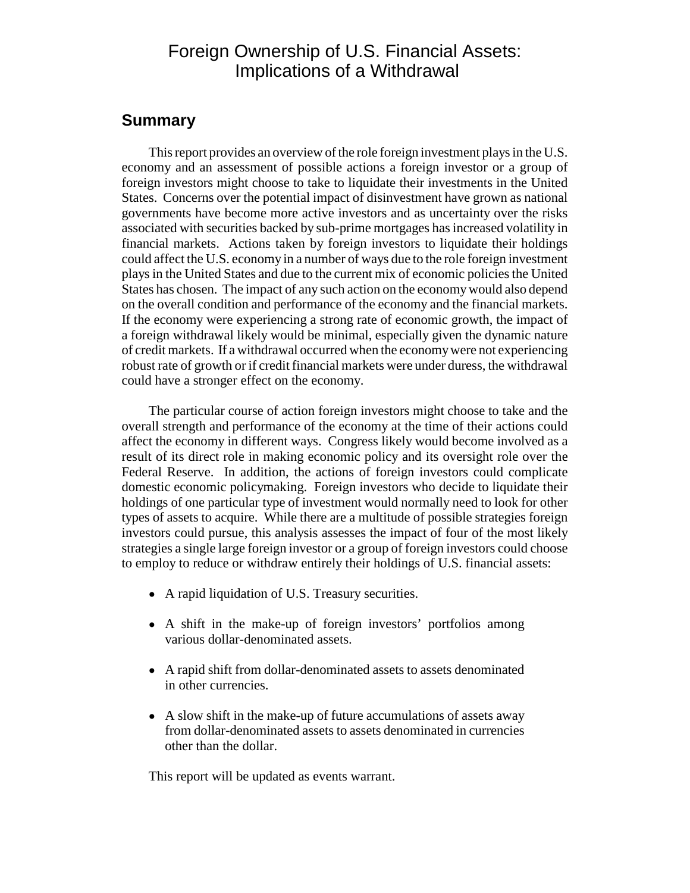# Foreign Ownership of U.S. Financial Assets: Implications of a Withdrawal

## Summary

This report provides an overview of the role foreign investment plays in the U.S. economy and an assessment of possible actions a foreign investor or a group of foreign investors might choose to take to liquidate their investments in the United States. Concerns over the potential impact of disinvestment have grown as national governments have become more active investors and as uncertainty over the risks associated with securities backed by sub-prime mortgages has increased volatility in financial markets. Actions taken by foreign investors to liquidate their holdings could affect the U.S. economy in a number of ways due to the role foreign investment plays in the United States and due to the current mix of economic policies the United States has chosen. The impact of any such action on the economy would also depend on the overall condition and performance of the economy and the financial markets. If the economy were experiencing a strong rate of economic growth, the impact of a foreign withdrawal likely would be minimal, especially given the dynamic nature of credit markets. If a withdrawal occurred when the economy were not experiencing robust rate of growth or if credit financial markets were under duress, the withdrawal could have a stronger effect on the economy.

The particular course of action foreign investors might choose to take and the overall strength and performance of the economy at the time of their actions could affect the economy in different ways. Congress likely would become involved as a result of its direct role in making economic policy and its oversight role over the Federal Reserve. In addition, the actions of foreign investors could complicate domestic economic policymaking. Foreign investors who decide to liquidate their holdings of one particular type of investment would normally need to look for other types of assets to acquire. While there are a multitude of possible strategies foreign investors could pursue, this analysis assesses the impact of four of the most likely strategies a single large foreign investor or a group of foreign investors could choose to employ to reduce or withdraw entirely their holdings of U.S. financial assets:

- A rapid liquidation of U.S. Treasury securities.
- A shift in the make-up of foreign investors' portfolios among various dollar-denominated assets.
- A rapid shift from dollar-denominated assets to assets denominated in other currencies.
- A slow shift in the make-up of future accumulations of assets away from dollar-denominated assets to assets denominated in currencies other than the dollar.

This report will be updated as events warrant.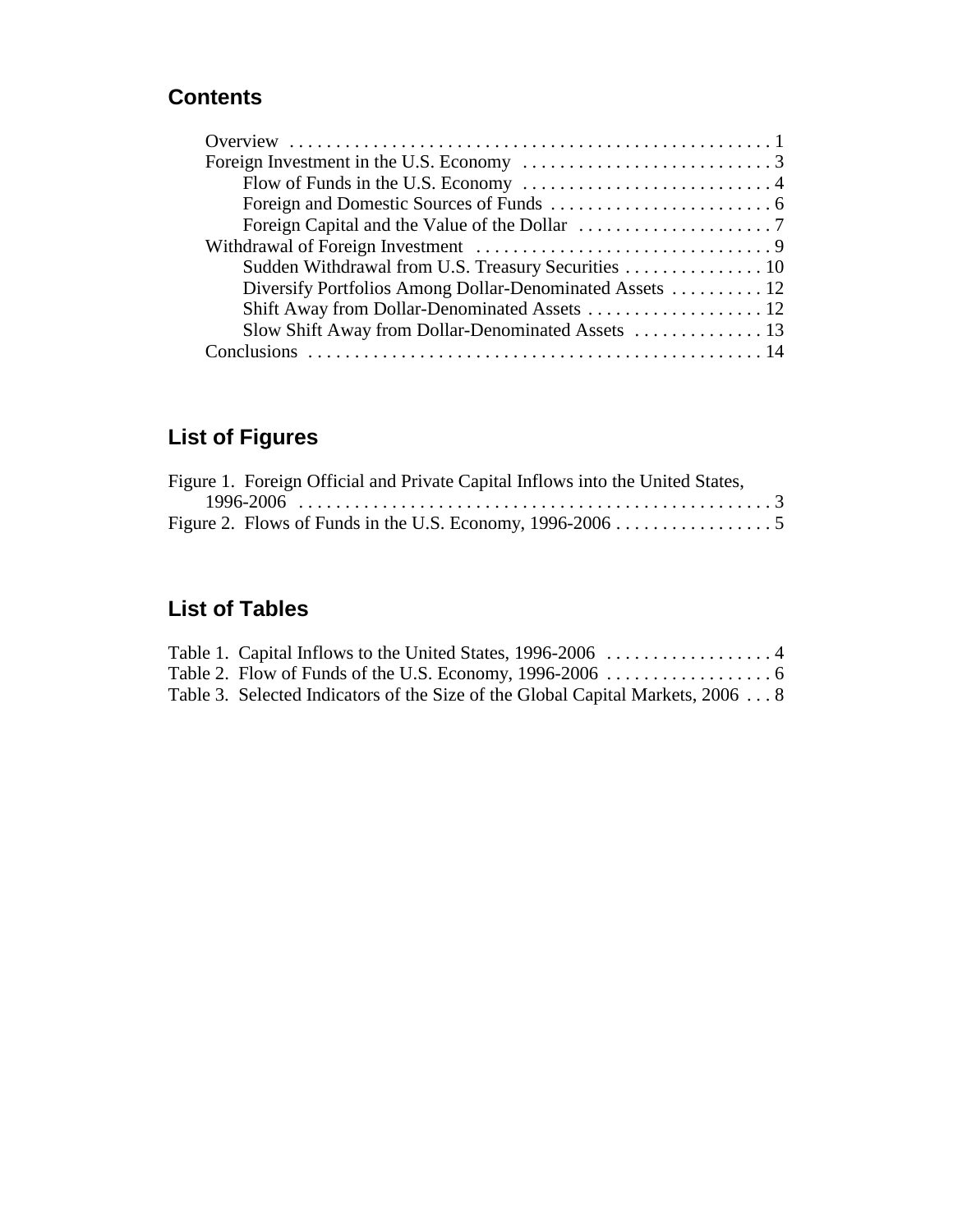## Contents

Overview . . . . . . . . . . . . . . . . . . . . . . . . . . . . . . . . . . . . . . . . . . . . . . . . . . . 1
Foreign Investment in the U.S. Economy . . . . . . . . . . . . . . . . . . . . . . . . . . . 3
  Flow of Funds in the U.S. Economy . . . . . . . . . . . . . . . . . . . . . . . . . . . 4
  Foreign and Domestic Sources of Funds . . . . . . . . . . . . . . . . . . . . . . . . . 6
  Foreign Capital and the Value of the Dollar . . . . . . . . . . . . . . . . . . . . . 7
Withdrawal of Foreign Investment . . . . . . . . . . . . . . . . . . . . . . . . . . . . . . . . 9
  Sudden Withdrawal from U.S. Treasury Securities . . . . . . . . . . . . . . . 10
  Diversify Portfolios Among Dollar-Denominated Assets . . . . . . . . . . 12
  Shift Away from Dollar-Denominated Assets . . . . . . . . . . . . . . . . . . . 12
  Slow Shift Away from Dollar-Denominated Assets . . . . . . . . . . . . . . 13
Conclusions . . . . . . . . . . . . . . . . . . . . . . . . . . . . . . . . . . . . . . . . . . . . . . . . . 14

## List of Figures

Figure 1. Foreign Official and Private Capital Inflows into the United States, 1996-2006 . . . . . . . . . . . . . . . . . . . . . . . . . . . . . . . . . . . . . . . . . . . . . . . . . . . 3
Figure 2. Flows of Funds in the U.S. Economy, 1996-2006 . . . . . . . . . . . . . . . . . 5

## List of Tables

Table 1. Capital Inflows to the United States, 1996-2006 . . . . . . . . . . . . . . . . . . 4
Table 2. Flow of Funds of the U.S. Economy, 1996-2006 . . . . . . . . . . . . . . . . . . 6
Table 3. Selected Indicators of the Size of the Global Capital Markets, 2006 . . . 8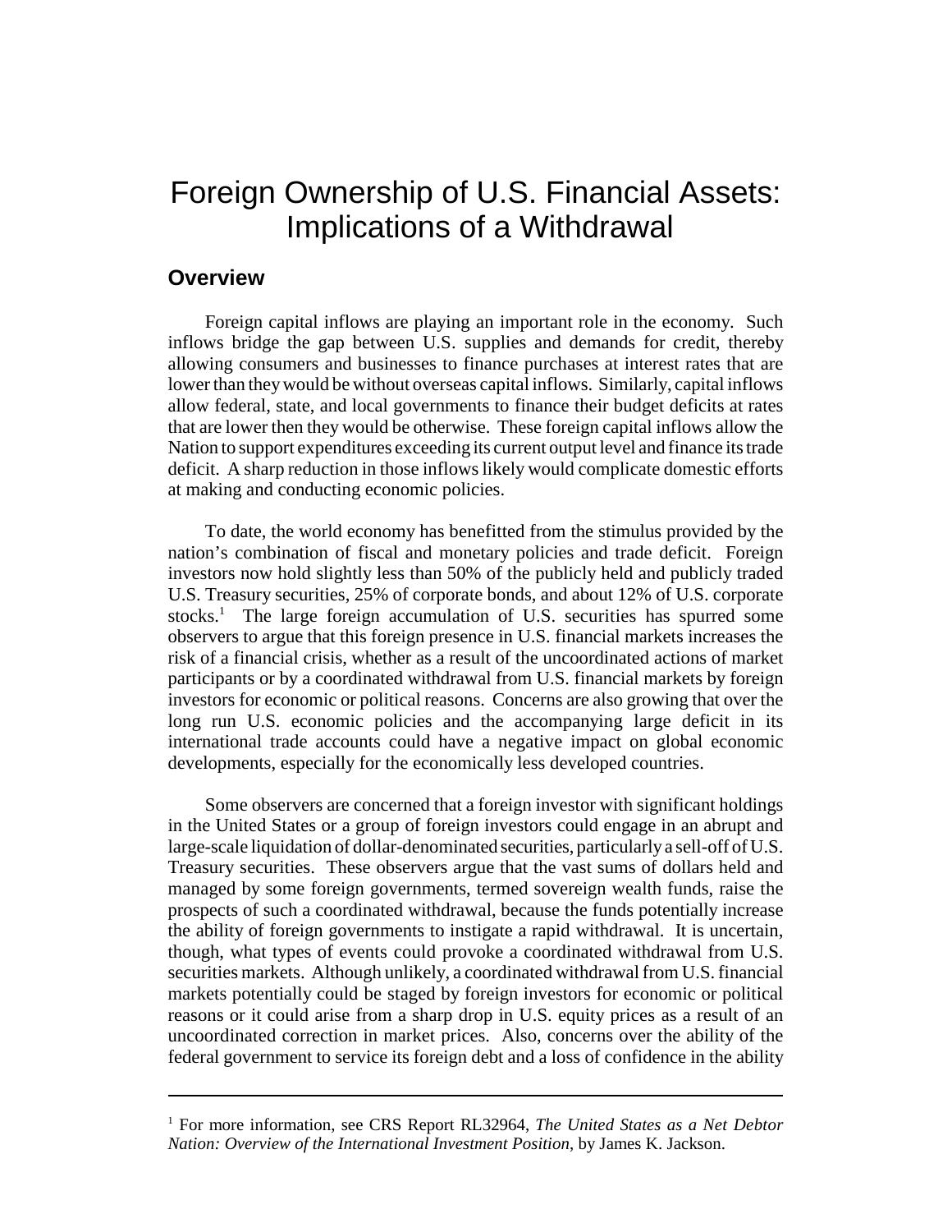# Foreign Ownership of U.S. Financial Assets: Implications of a Withdrawal

## Overview

Foreign capital inflows are playing an important role in the economy. Such inflows bridge the gap between U.S. supplies and demands for credit, thereby allowing consumers and businesses to finance purchases at interest rates that are lower than they would be without overseas capital inflows. Similarly, capital inflows allow federal, state, and local governments to finance their budget deficits at rates that are lower then they would be otherwise. These foreign capital inflows allow the Nation to support expenditures exceeding its current output level and finance its trade deficit. A sharp reduction in those inflows likely would complicate domestic efforts at making and conducting economic policies.

To date, the world economy has benefitted from the stimulus provided by the nation's combination of fiscal and monetary policies and trade deficit. Foreign investors now hold slightly less than 50% of the publicly held and publicly traded U.S. Treasury securities, 25% of corporate bonds, and about 12% of U.S. corporate stocks.[1] The large foreign accumulation of U.S. securities has spurred some observers to argue that this foreign presence in U.S. financial markets increases the risk of a financial crisis, whether as a result of the uncoordinated actions of market participants or by a coordinated withdrawal from U.S. financial markets by foreign investors for economic or political reasons. Concerns are also growing that over the long run U.S. economic policies and the accompanying large deficit in its international trade accounts could have a negative impact on global economic developments, especially for the economically less developed countries.

Some observers are concerned that a foreign investor with significant holdings in the United States or a group of foreign investors could engage in an abrupt and large-scale liquidation of dollar-denominated securities, particularly a sell-off of U.S. Treasury securities. These observers argue that the vast sums of dollars held and managed by some foreign governments, termed sovereign wealth funds, raise the prospects of such a coordinated withdrawal, because the funds potentially increase the ability of foreign governments to instigate a rapid withdrawal. It is uncertain, though, what types of events could provoke a coordinated withdrawal from U.S. securities markets. Although unlikely, a coordinated withdrawal from U.S. financial markets potentially could be staged by foreign investors for economic or political reasons or it could arise from a sharp drop in U.S. equity prices as a result of an uncoordinated correction in market prices. Also, concerns over the ability of the federal government to service its foreign debt and a loss of confidence in the ability

---

[1] For more information, see CRS Report RL32964, *The United States as a Net Debtor Nation: Overview of the International Investment Position*, by James K. Jackson.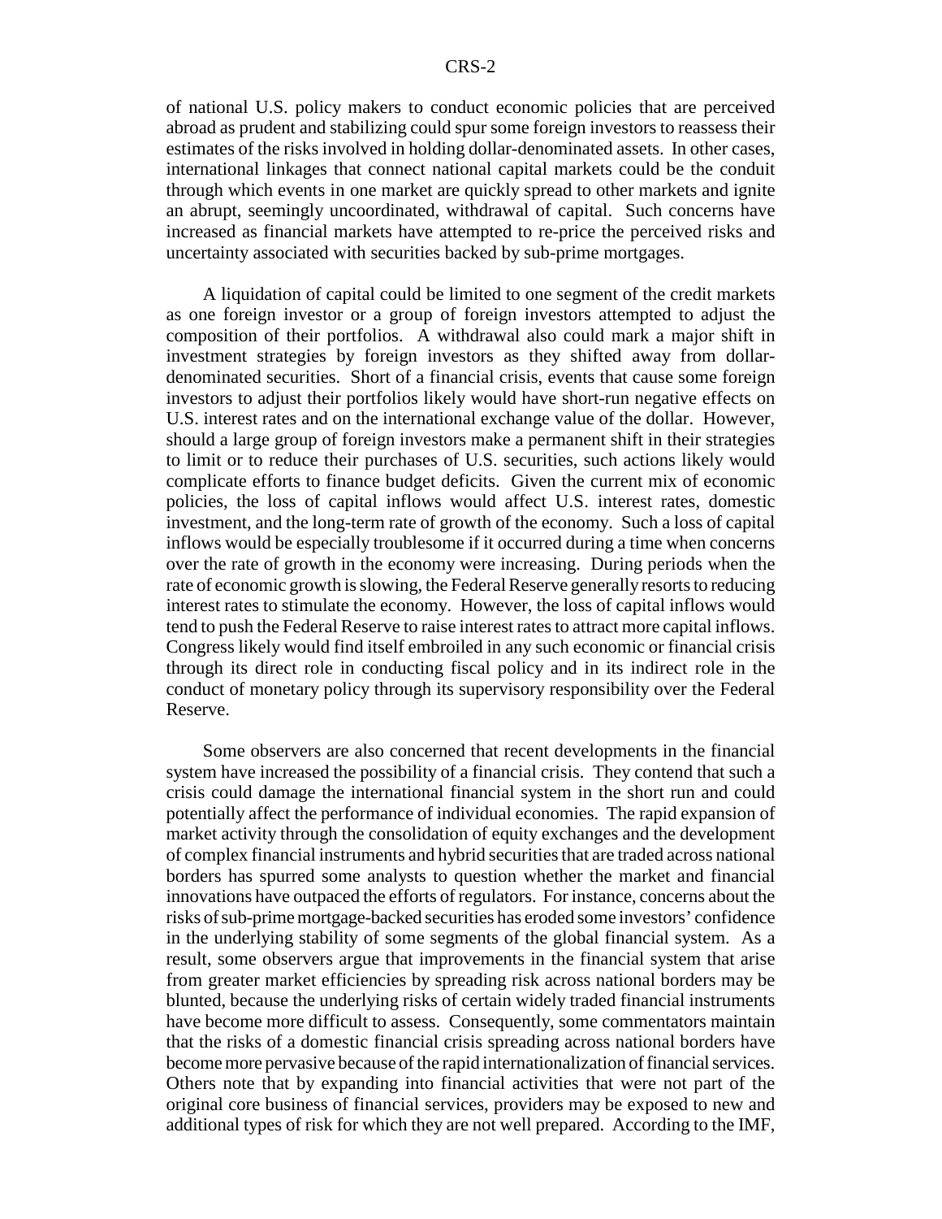of national U.S. policy makers to conduct economic policies that are perceived abroad as prudent and stabilizing could spur some foreign investors to reassess their estimates of the risks involved in holding dollar-denominated assets. In other cases, international linkages that connect national capital markets could be the conduit through which events in one market are quickly spread to other markets and ignite an abrupt, seemingly uncoordinated, withdrawal of capital. Such concerns have increased as financial markets have attempted to re-price the perceived risks and uncertainty associated with securities backed by sub-prime mortgages.

A liquidation of capital could be limited to one segment of the credit markets as one foreign investor or a group of foreign investors attempted to adjust the composition of their portfolios. A withdrawal also could mark a major shift in investment strategies by foreign investors as they shifted away from dollar-denominated securities. Short of a financial crisis, events that cause some foreign investors to adjust their portfolios likely would have short-run negative effects on U.S. interest rates and on the international exchange value of the dollar. However, should a large group of foreign investors make a permanent shift in their strategies to limit or to reduce their purchases of U.S. securities, such actions likely would complicate efforts to finance budget deficits. Given the current mix of economic policies, the loss of capital inflows would affect U.S. interest rates, domestic investment, and the long-term rate of growth of the economy. Such a loss of capital inflows would be especially troublesome if it occurred during a time when concerns over the rate of growth in the economy were increasing. During periods when the rate of economic growth is slowing, the Federal Reserve generally resorts to reducing interest rates to stimulate the economy. However, the loss of capital inflows would tend to push the Federal Reserve to raise interest rates to attract more capital inflows. Congress likely would find itself embroiled in any such economic or financial crisis through its direct role in conducting fiscal policy and in its indirect role in the conduct of monetary policy through its supervisory responsibility over the Federal Reserve.

Some observers are also concerned that recent developments in the financial system have increased the possibility of a financial crisis. They contend that such a crisis could damage the international financial system in the short run and could potentially affect the performance of individual economies. The rapid expansion of market activity through the consolidation of equity exchanges and the development of complex financial instruments and hybrid securities that are traded across national borders has spurred some analysts to question whether the market and financial innovations have outpaced the efforts of regulators. For instance, concerns about the risks of sub-prime mortgage-backed securities has eroded some investors' confidence in the underlying stability of some segments of the global financial system. As a result, some observers argue that improvements in the financial system that arise from greater market efficiencies by spreading risk across national borders may be blunted, because the underlying risks of certain widely traded financial instruments have become more difficult to assess. Consequently, some commentators maintain that the risks of a domestic financial crisis spreading across national borders have become more pervasive because of the rapid internationalization of financial services. Others note that by expanding into financial activities that were not part of the original core business of financial services, providers may be exposed to new and additional types of risk for which they are not well prepared. According to the IMF,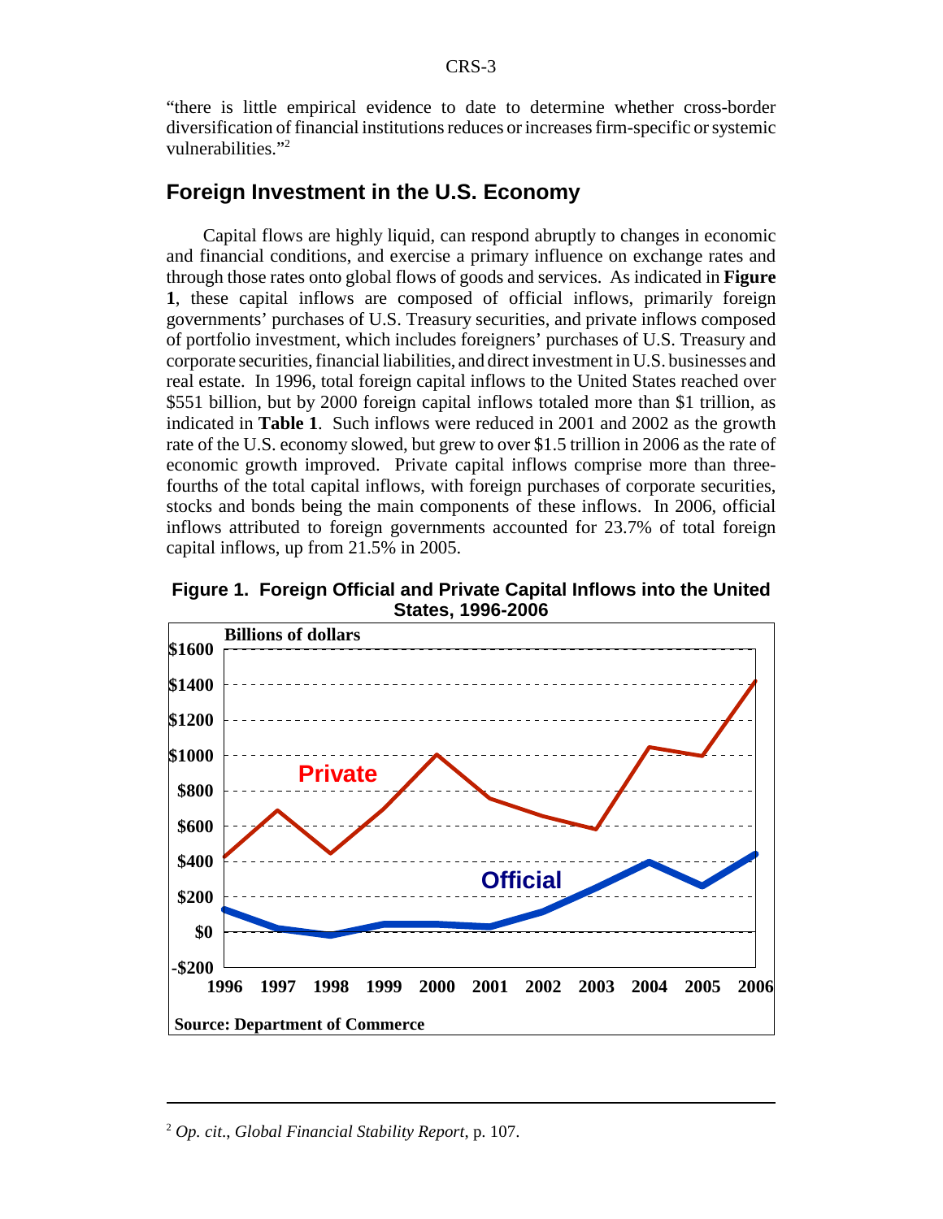"there is little empirical evidence to date to determine whether cross-border diversification of financial institutions reduces or increases firm-specific or systemic vulnerabilities."[2]

## Foreign Investment in the U.S. Economy

Capital flows are highly liquid, can respond abruptly to changes in economic and financial conditions, and exercise a primary influence on exchange rates and through those rates onto global flows of goods and services. As indicated in **Figure 1**, these capital inflows are composed of official inflows, primarily foreign governments' purchases of U.S. Treasury securities, and private inflows composed of portfolio investment, which includes foreigners' purchases of U.S. Treasury and corporate securities, financial liabilities, and direct investment in U.S. businesses and real estate. In 1996, total foreign capital inflows to the United States reached over $551 billion, but by 2000 foreign capital inflows totaled more than $1 trillion, as indicated in **Table 1**. Such inflows were reduced in 2001 and 2002 as the growth rate of the U.S. economy slowed, but grew to over $1.5 trillion in 2006 as the rate of economic growth improved. Private capital inflows comprise more than three-fourths of the total capital inflows, with foreign purchases of corporate securities, stocks and bonds being the main components of these inflows. In 2006, official inflows attributed to foreign governments accounted for 23.7% of total foreign capital inflows, up from 21.5% in 2005.

**Figure 1. Foreign Official and Private Capital Inflows into the United States, 1996-2006**

Source: Department of Commerce

---

[2] *Op. cit.*, *Global Financial Stability Report*, p. 107.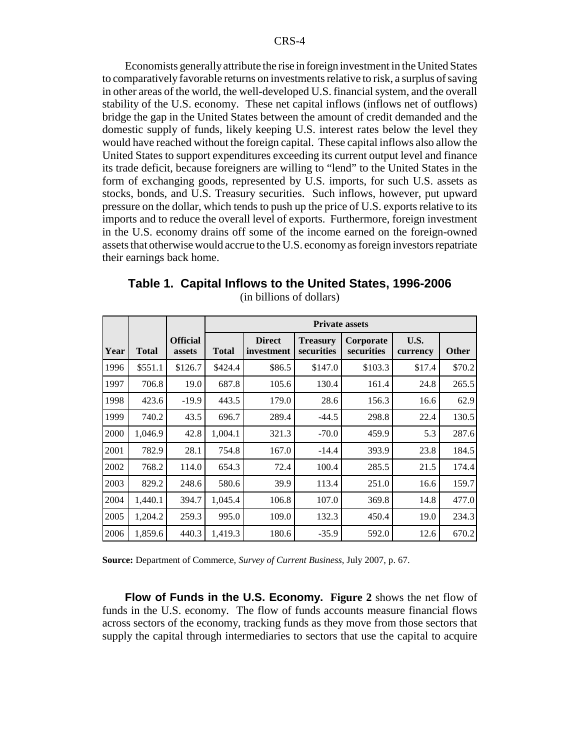Economists generally attribute the rise in foreign investment in the United States to comparatively favorable returns on investments relative to risk, a surplus of saving in other areas of the world, the well-developed U.S. financial system, and the overall stability of the U.S. economy. These net capital inflows (inflows net of outflows) bridge the gap in the United States between the amount of credit demanded and the domestic supply of funds, likely keeping U.S. interest rates below the level they would have reached without the foreign capital. These capital inflows also allow the United States to support expenditures exceeding its current output level and finance its trade deficit, because foreigners are willing to "lend" to the United States in the form of exchanging goods, represented by U.S. imports, for such U.S. assets as stocks, bonds, and U.S. Treasury securities. Such inflows, however, put upward pressure on the dollar, which tends to push up the price of U.S. exports relative to its imports and to reduce the overall level of exports. Furthermore, foreign investment in the U.S. economy drains off some of the income earned on the foreign-owned assets that otherwise would accrue to the U.S. economy as foreign investors repatriate their earnings back home.

**Table 1. Capital Inflows to the United States, 1996-2006**
(in billions of dollars)

| | | | Private assets | | | | | |
|---|---|---|---|---|---|---|---|---|
| **Year** | **Total** | **Official assets** | **Total** | **Direct investment** | **Treasury securities** | **Corporate securities** | **U.S. currency** | **Other** |
| 1996 | $551.1 | $126.7 | $424.4 | $86.5 | $147.0 | $103.3 | $17.4 | $70.2 |
| 1997 | 706.8 | 19.0 | 687.8 | 105.6 | 130.4 | 161.4 | 24.8 | 265.5 |
| 1998 | 423.6 | -19.9 | 443.5 | 179.0 | 28.6 | 156.3 | 16.6 | 62.9 |
| 1999 | 740.2 | 43.5 | 696.7 | 289.4 | -44.5 | 298.8 | 22.4 | 130.5 |
| 2000 | 1,046.9 | 42.8 | 1,004.1 | 321.3 | -70.0 | 459.9 | 5.3 | 287.6 |
| 2001 | 782.9 | 28.1 | 754.8 | 167.0 | -14.4 | 393.9 | 23.8 | 184.5 |
| 2002 | 768.2 | 114.0 | 654.3 | 72.4 | 100.4 | 285.5 | 21.5 | 174.4 |
| 2003 | 829.2 | 248.6 | 580.6 | 39.9 | 113.4 | 251.0 | 16.6 | 159.7 |
| 2004 | 1,440.1 | 394.7 | 1,045.4 | 106.8 | 107.0 | 369.8 | 14.8 | 477.0 |
| 2005 | 1,204.2 | 259.3 | 995.0 | 109.0 | 132.3 | 450.4 | 19.0 | 234.3 |
| 2006 | 1,859.6 | 440.3 | 1,419.3 | 180.6 | -35.9 | 592.0 | 12.6 | 670.2 |

**Source:** Department of Commerce, *Survey of Current Business*, July 2007, p. 67.

**Flow of Funds in the U.S. Economy.** **Figure 2** shows the net flow of funds in the U.S. economy. The flow of funds accounts measure financial flows across sectors of the economy, tracking funds as they move from those sectors that supply the capital through intermediaries to sectors that use the capital to acquire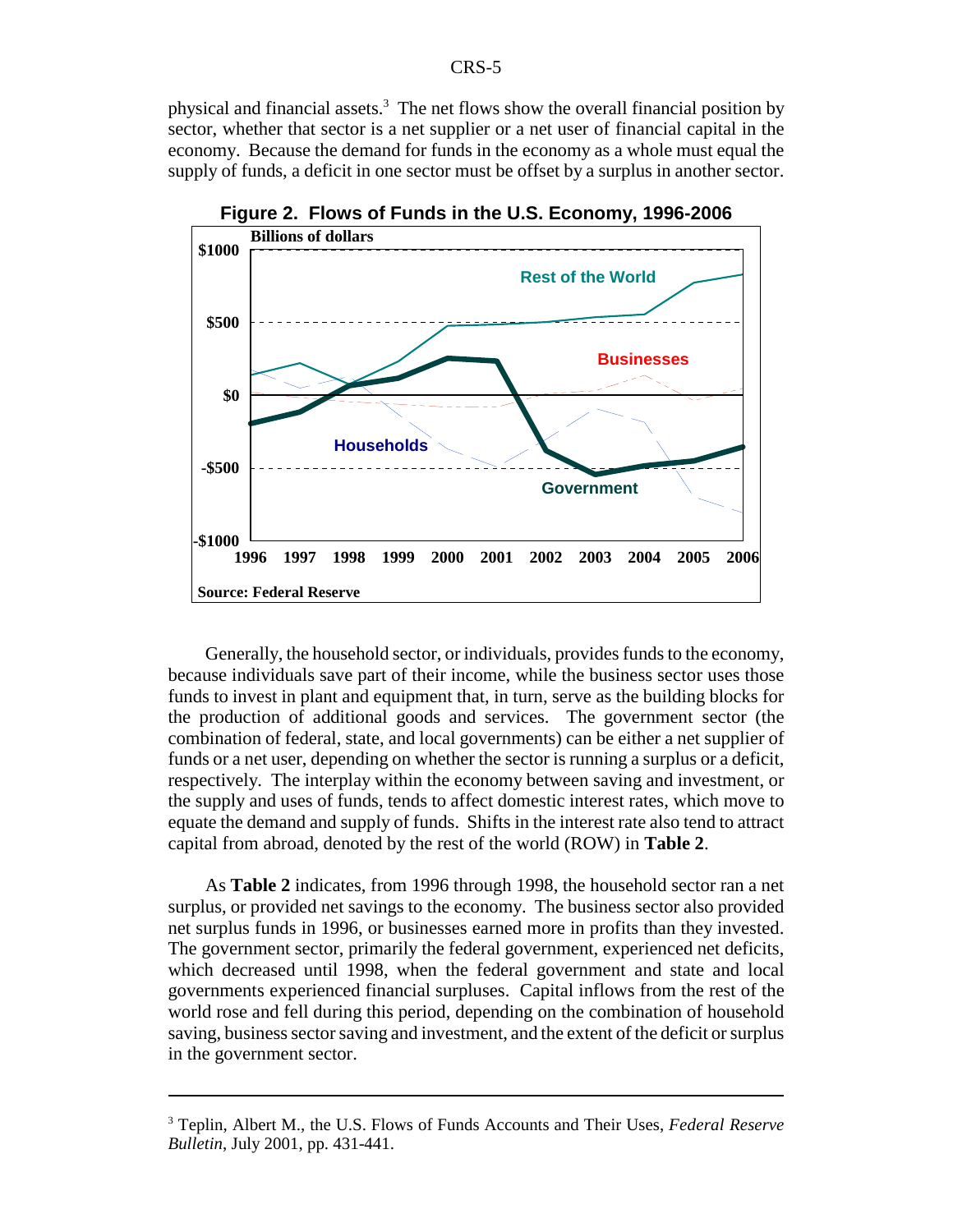physical and financial assets.[3] The net flows show the overall financial position by sector, whether that sector is a net supplier or a net user of financial capital in the economy. Because the demand for funds in the economy as a whole must equal the supply of funds, a deficit in one sector must be offset by a surplus in another sector.

**Figure 2. Flows of Funds in the U.S. Economy, 1996-2006**

Source: Federal Reserve

Generally, the household sector, or individuals, provides funds to the economy, because individuals save part of their income, while the business sector uses those funds to invest in plant and equipment that, in turn, serve as the building blocks for the production of additional goods and services. The government sector (the combination of federal, state, and local governments) can be either a net supplier of funds or a net user, depending on whether the sector is running a surplus or a deficit, respectively. The interplay within the economy between saving and investment, or the supply and uses of funds, tends to affect domestic interest rates, which move to equate the demand and supply of funds. Shifts in the interest rate also tend to attract capital from abroad, denoted by the rest of the world (ROW) in **Table 2**.

As **Table 2** indicates, from 1996 through 1998, the household sector ran a net surplus, or provided net savings to the economy. The business sector also provided net surplus funds in 1996, or businesses earned more in profits than they invested. The government sector, primarily the federal government, experienced net deficits, which decreased until 1998, when the federal government and state and local governments experienced financial surpluses. Capital inflows from the rest of the world rose and fell during this period, depending on the combination of household saving, business sector saving and investment, and the extent of the deficit or surplus in the government sector.

---

[3] Teplin, Albert M., the U.S. Flows of Funds Accounts and Their Uses, *Federal Reserve Bulletin*, July 2001, pp. 431-441.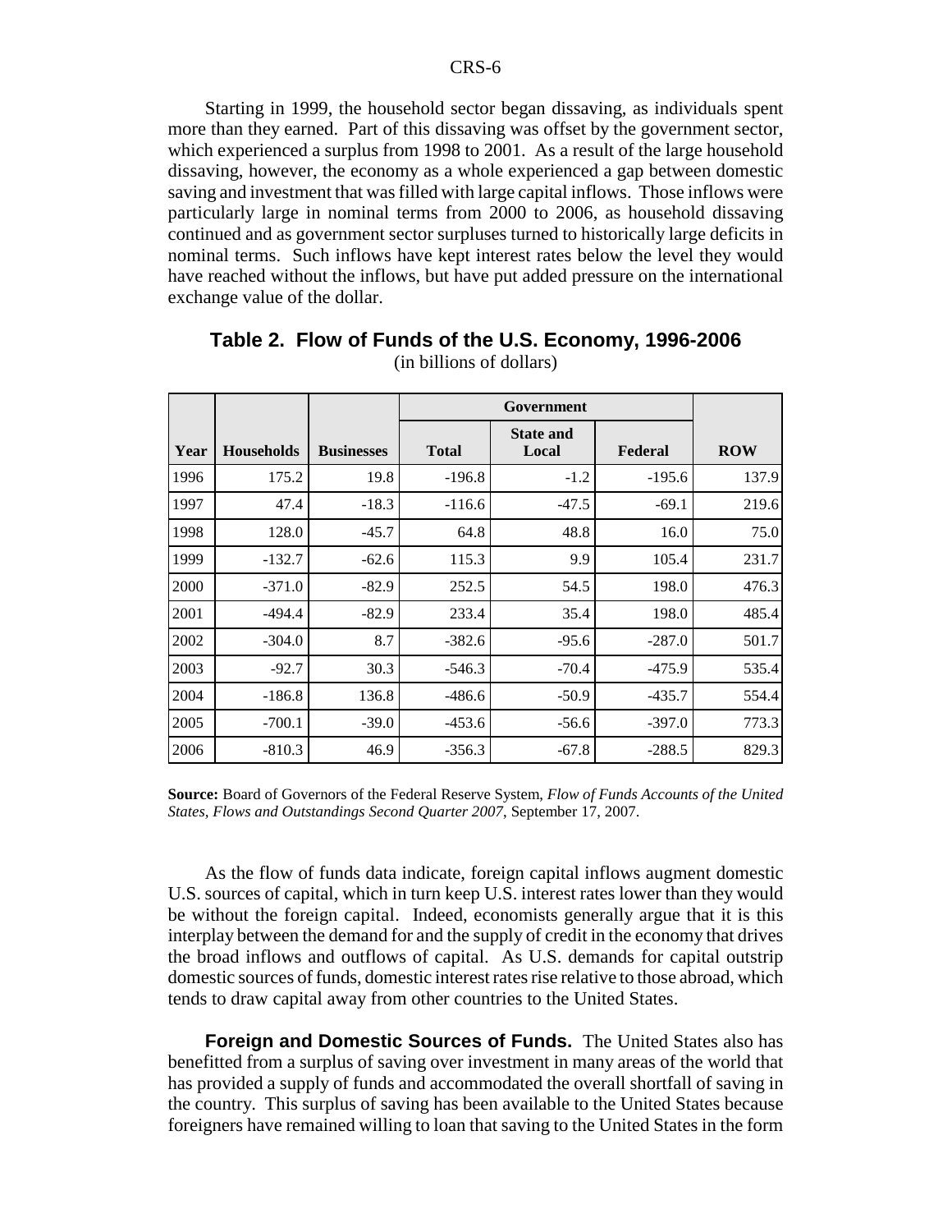Starting in 1999, the household sector began dissaving, as individuals spent more than they earned. Part of this dissaving was offset by the government sector, which experienced a surplus from 1998 to 2001. As a result of the large household dissaving, however, the economy as a whole experienced a gap between domestic saving and investment that was filled with large capital inflows. Those inflows were particularly large in nominal terms from 2000 to 2006, as household dissaving continued and as government sector surpluses turned to historically large deficits in nominal terms. Such inflows have kept interest rates below the level they would have reached without the inflows, but have put added pressure on the international exchange value of the dollar.

**Table 2. Flow of Funds of the U.S. Economy, 1996-2006**
(in billions of dollars)

| | | | Government | | | |
|---|---|---|---|---|---|---|
| Year | Households | Businesses | Total | State and Local | Federal | ROW |
| 1996 | 175.2 | 19.8 | -196.8 | -1.2 | -195.6 | 137.9 |
| 1997 | 47.4 | -18.3 | -116.6 | -47.5 | -69.1 | 219.6 |
| 1998 | 128.0 | -45.7 | 64.8 | 48.8 | 16.0 | 75.0 |
| 1999 | -132.7 | -62.6 | 115.3 | 9.9 | 105.4 | 231.7 |
| 2000 | -371.0 | -82.9 | 252.5 | 54.5 | 198.0 | 476.3 |
| 2001 | -494.4 | -82.9 | 233.4 | 35.4 | 198.0 | 485.4 |
| 2002 | -304.0 | 8.7 | -382.6 | -95.6 | -287.0 | 501.7 |
| 2003 | -92.7 | 30.3 | -546.3 | -70.4 | -475.9 | 535.4 |
| 2004 | -186.8 | 136.8 | -486.6 | -50.9 | -435.7 | 554.4 |
| 2005 | -700.1 | -39.0 | -453.6 | -56.6 | -397.0 | 773.3 |
| 2006 | -810.3 | 46.9 | -356.3 | -67.8 | -288.5 | 829.3 |

**Source:** Board of Governors of the Federal Reserve System, *Flow of Funds Accounts of the United States, Flows and Outstandings Second Quarter 2007*, September 17, 2007.

As the flow of funds data indicate, foreign capital inflows augment domestic U.S. sources of capital, which in turn keep U.S. interest rates lower than they would be without the foreign capital. Indeed, economists generally argue that it is this interplay between the demand for and the supply of credit in the economy that drives the broad inflows and outflows of capital. As U.S. demands for capital outstrip domestic sources of funds, domestic interest rates rise relative to those abroad, which tends to draw capital away from other countries to the United States.

**Foreign and Domestic Sources of Funds.** The United States also has benefitted from a surplus of saving over investment in many areas of the world that has provided a supply of funds and accommodated the overall shortfall of saving in the country. This surplus of saving has been available to the United States because foreigners have remained willing to loan that saving to the United States in the form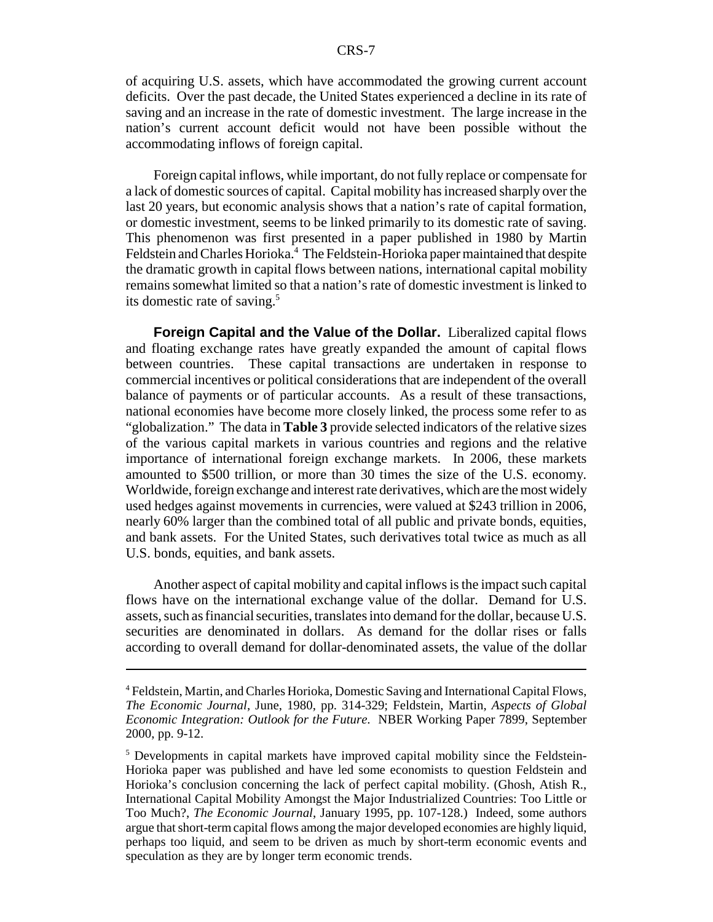of acquiring U.S. assets, which have accommodated the growing current account deficits. Over the past decade, the United States experienced a decline in its rate of saving and an increase in the rate of domestic investment. The large increase in the nation's current account deficit would not have been possible without the accommodating inflows of foreign capital.

Foreign capital inflows, while important, do not fully replace or compensate for a lack of domestic sources of capital. Capital mobility has increased sharply over the last 20 years, but economic analysis shows that a nation's rate of capital formation, or domestic investment, seems to be linked primarily to its domestic rate of saving. This phenomenon was first presented in a paper published in 1980 by Martin Feldstein and Charles Horioka.[4] The Feldstein-Horioka paper maintained that despite the dramatic growth in capital flows between nations, international capital mobility remains somewhat limited so that a nation's rate of domestic investment is linked to its domestic rate of saving.[5]

**Foreign Capital and the Value of the Dollar.** Liberalized capital flows and floating exchange rates have greatly expanded the amount of capital flows between countries. These capital transactions are undertaken in response to commercial incentives or political considerations that are independent of the overall balance of payments or of particular accounts. As a result of these transactions, national economies have become more closely linked, the process some refer to as "globalization." The data in **Table 3** provide selected indicators of the relative sizes of the various capital markets in various countries and regions and the relative importance of international foreign exchange markets. In 2006, these markets amounted to $500 trillion, or more than 30 times the size of the U.S. economy. Worldwide, foreign exchange and interest rate derivatives, which are the most widely used hedges against movements in currencies, were valued at $243 trillion in 2006, nearly 60% larger than the combined total of all public and private bonds, equities, and bank assets. For the United States, such derivatives total twice as much as all U.S. bonds, equities, and bank assets.

Another aspect of capital mobility and capital inflows is the impact such capital flows have on the international exchange value of the dollar. Demand for U.S. assets, such as financial securities, translates into demand for the dollar, because U.S. securities are denominated in dollars. As demand for the dollar rises or falls according to overall demand for dollar-denominated assets, the value of the dollar

---

[4] Feldstein, Martin, and Charles Horioka, Domestic Saving and International Capital Flows, *The Economic Journal*, June, 1980, pp. 314-329; Feldstein, Martin, *Aspects of Global Economic Integration: Outlook for the Future*. NBER Working Paper 7899, September 2000, pp. 9-12.

[5] Developments in capital markets have improved capital mobility since the Feldstein-Horioka paper was published and have led some economists to question Feldstein and Horioka's conclusion concerning the lack of perfect capital mobility. (Ghosh, Atish R., International Capital Mobility Amongst the Major Industrialized Countries: Too Little or Too Much?, *The Economic Journal*, January 1995, pp. 107-128.) Indeed, some authors argue that short-term capital flows among the major developed economies are highly liquid, perhaps too liquid, and seem to be driven as much by short-term economic events and speculation as they are by longer term economic trends.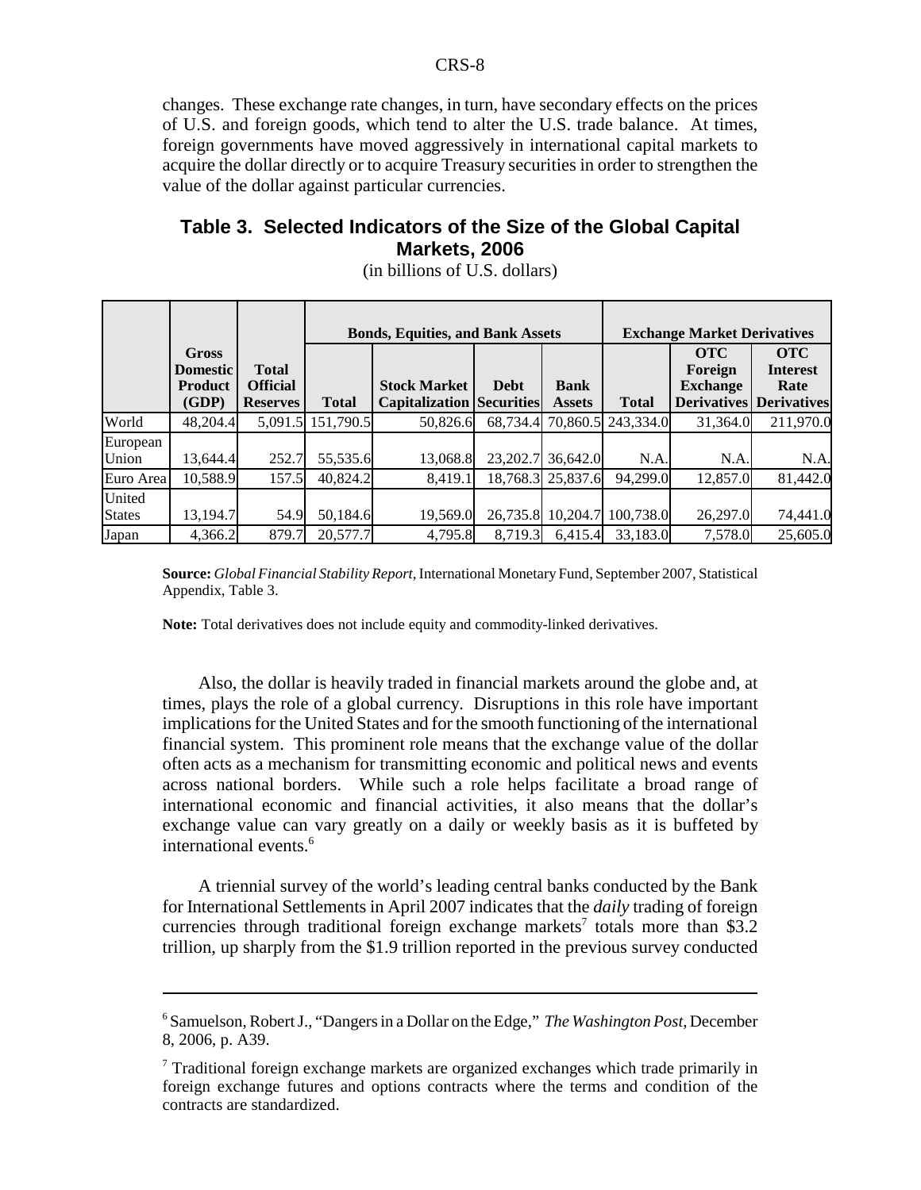changes. These exchange rate changes, in turn, have secondary effects on the prices of U.S. and foreign goods, which tend to alter the U.S. trade balance. At times, foreign governments have moved aggressively in international capital markets to acquire the dollar directly or to acquire Treasury securities in order to strengthen the value of the dollar against particular currencies.

## Table 3. Selected Indicators of the Size of the Global Capital Markets, 2006

(in billions of U.S. dollars)

| | Gross Domestic Product (GDP) | Total Official Reserves | Bonds, Equities, and Bank Assets | | | | Exchange Market Derivatives | | |
|---|---|---|---|---|---|---|---|---|---|
| | | | Total | Stock Market Capitalization | Debt Securities | Bank Assets | Total | OTC Foreign Exchange Derivatives | OTC Interest Rate Derivatives |
| World | 48,204.4 | 5,091.5 | 151,790.5 | 50,826.6 | 68,734.4 | 70,860.5 | 243,334.0 | 31,364.0 | 211,970.0 |
| European Union | 13,644.4 | 252.7 | 55,535.6 | 13,068.8 | 23,202.7 | 36,642.0 | N.A. | N.A. | N.A. |
| Euro Area | 10,588.9 | 157.5 | 40,824.2 | 8,419.1 | 18,768.3 | 25,837.6 | 94,299.0 | 12,857.0 | 81,442.0 |
| United States | 13,194.7 | 54.9 | 50,184.6 | 19,569.0 | 26,735.8 | 10,204.7 | 100,738.0 | 26,297.0 | 74,441.0 |
| Japan | 4,366.2 | 879.7 | 20,577.7 | 4,795.8 | 8,719.3 | 6,415.4 | 33,183.0 | 7,578.0 | 25,605.0 |

**Source:** *Global Financial Stability Report*, International Monetary Fund, September 2007, Statistical Appendix, Table 3.

**Note:** Total derivatives does not include equity and commodity-linked derivatives.

Also, the dollar is heavily traded in financial markets around the globe and, at times, plays the role of a global currency. Disruptions in this role have important implications for the United States and for the smooth functioning of the international financial system. This prominent role means that the exchange value of the dollar often acts as a mechanism for transmitting economic and political news and events across national borders. While such a role helps facilitate a broad range of international economic and financial activities, it also means that the dollar's exchange value can vary greatly on a daily or weekly basis as it is buffeted by international events.[6]

A triennial survey of the world's leading central banks conducted by the Bank for International Settlements in April 2007 indicates that the *daily* trading of foreign currencies through traditional foreign exchange markets[7] totals more than \$3.2 trillion, up sharply from the \$1.9 trillion reported in the previous survey conducted

---

[6] Samuelson, Robert J., "Dangers in a Dollar on the Edge," *The Washington Post*, December 8, 2006, p. A39.

[7] Traditional foreign exchange markets are organized exchanges which trade primarily in foreign exchange futures and options contracts where the terms and condition of the contracts are standardized.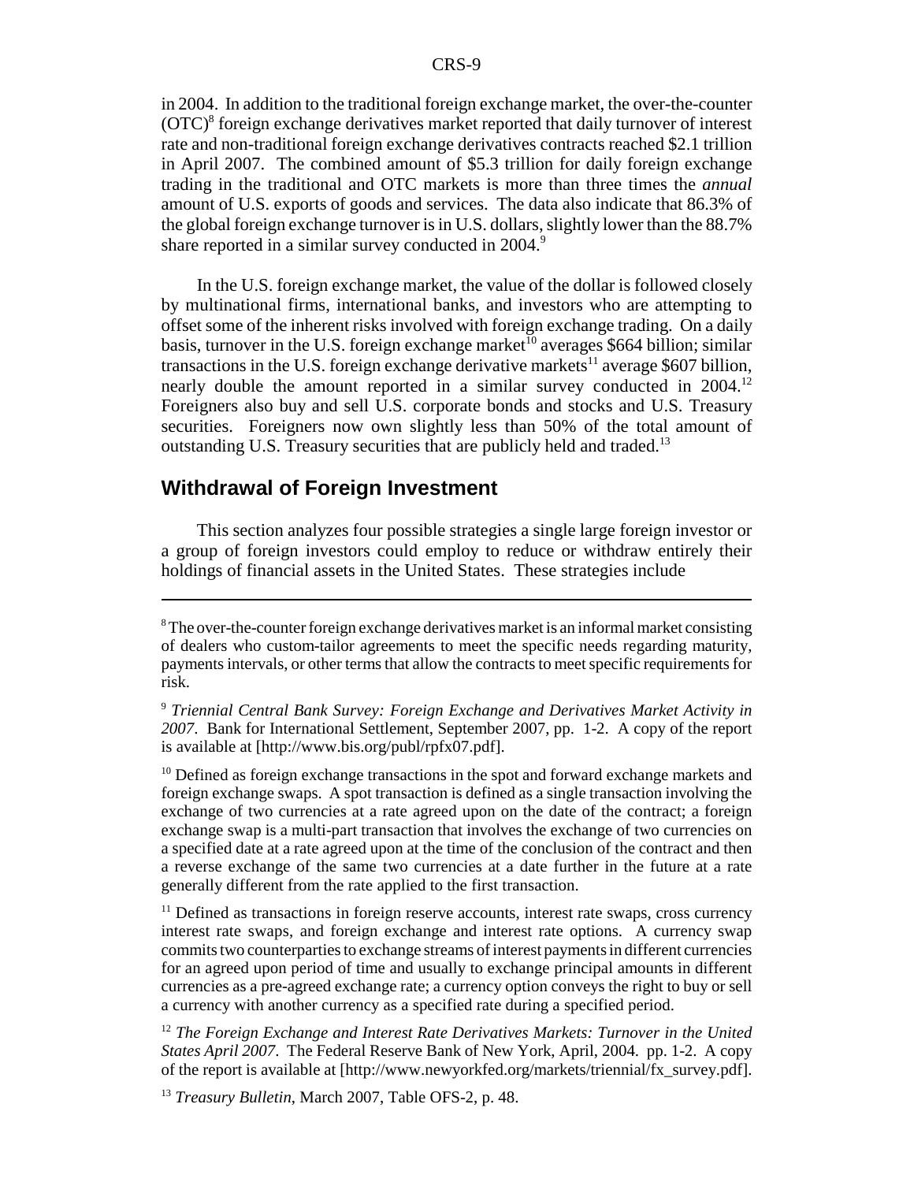in 2004. In addition to the traditional foreign exchange market, the over-the-counter (OTC)[8] foreign exchange derivatives market reported that daily turnover of interest rate and non-traditional foreign exchange derivatives contracts reached $2.1 trillion in April 2007. The combined amount of $5.3 trillion for daily foreign exchange trading in the traditional and OTC markets is more than three times the *annual* amount of U.S. exports of goods and services. The data also indicate that 86.3% of the global foreign exchange turnover is in U.S. dollars, slightly lower than the 88.7% share reported in a similar survey conducted in 2004.[9]

In the U.S. foreign exchange market, the value of the dollar is followed closely by multinational firms, international banks, and investors who are attempting to offset some of the inherent risks involved with foreign exchange trading. On a daily basis, turnover in the U.S. foreign exchange market[10] averages $664 billion; similar transactions in the U.S. foreign exchange derivative markets[11] average $607 billion, nearly double the amount reported in a similar survey conducted in 2004.[12] Foreigners also buy and sell U.S. corporate bonds and stocks and U.S. Treasury securities. Foreigners now own slightly less than 50% of the total amount of outstanding U.S. Treasury securities that are publicly held and traded.[13]

## Withdrawal of Foreign Investment

This section analyzes four possible strategies a single large foreign investor or a group of foreign investors could employ to reduce or withdraw entirely their holdings of financial assets in the United States. These strategies include

---

[8] The over-the-counter foreign exchange derivatives market is an informal market consisting of dealers who custom-tailor agreements to meet the specific needs regarding maturity, payments intervals, or other terms that allow the contracts to meet specific requirements for risk.

[9] *Triennial Central Bank Survey: Foreign Exchange and Derivatives Market Activity in 2007*. Bank for International Settlement, September 2007, pp. 1-2. A copy of the report is available at [http://www.bis.org/publ/rpfx07.pdf].

[10] Defined as foreign exchange transactions in the spot and forward exchange markets and foreign exchange swaps. A spot transaction is defined as a single transaction involving the exchange of two currencies at a rate agreed upon on the date of the contract; a foreign exchange swap is a multi-part transaction that involves the exchange of two currencies on a specified date at a rate agreed upon at the time of the conclusion of the contract and then a reverse exchange of the same two currencies at a date further in the future at a rate generally different from the rate applied to the first transaction.

[11] Defined as transactions in foreign reserve accounts, interest rate swaps, cross currency interest rate swaps, and foreign exchange and interest rate options. A currency swap commits two counterparties to exchange streams of interest payments in different currencies for an agreed upon period of time and usually to exchange principal amounts in different currencies as a pre-agreed exchange rate; a currency option conveys the right to buy or sell a currency with another currency as a specified rate during a specified period.

[12] *The Foreign Exchange and Interest Rate Derivatives Markets: Turnover in the United States April 2007*. The Federal Reserve Bank of New York, April, 2004. pp. 1-2. A copy of the report is available at [http://www.newyorkfed.org/markets/triennial/fx_survey.pdf].

[13] *Treasury Bulletin*, March 2007, Table OFS-2, p. 48.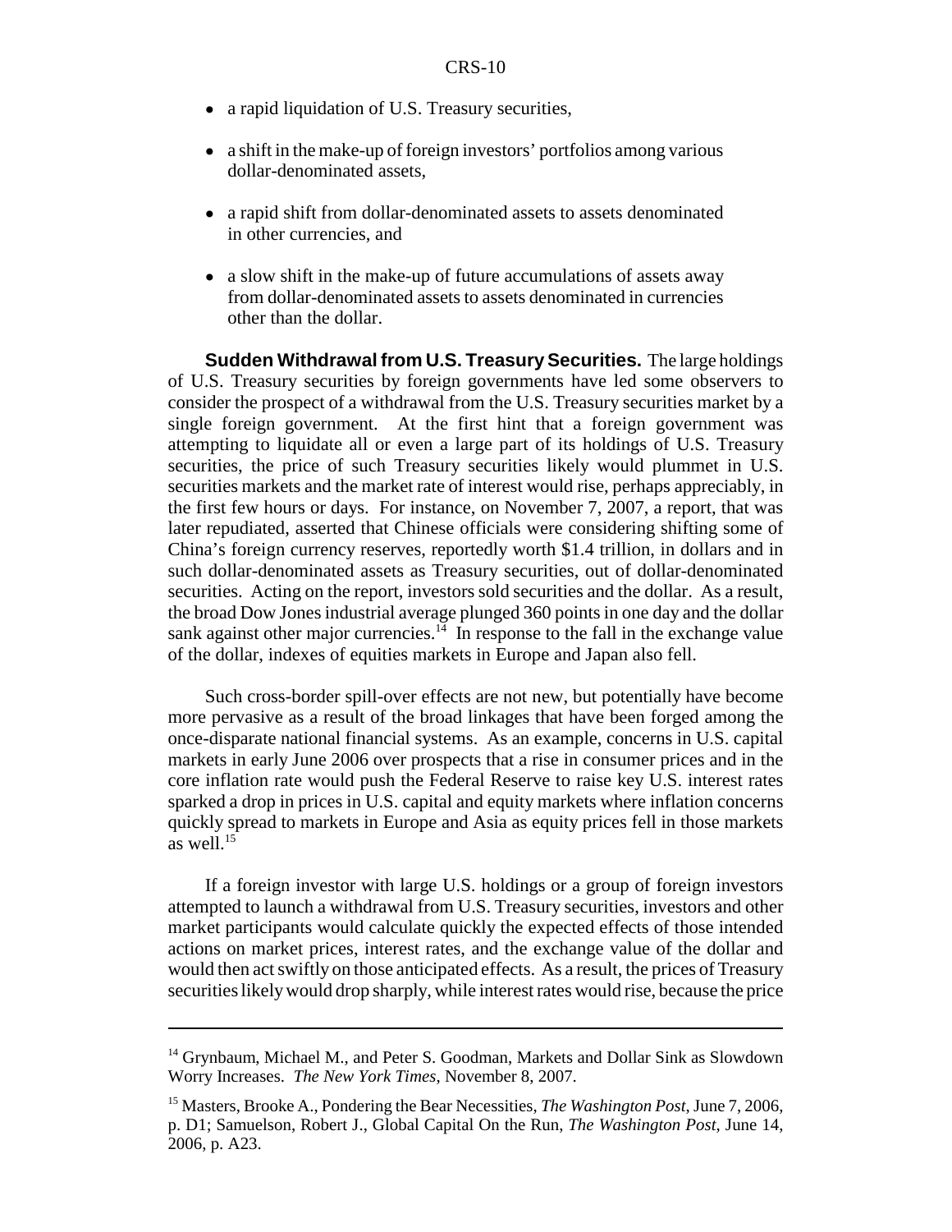- a rapid liquidation of U.S. Treasury securities,
- a shift in the make-up of foreign investors' portfolios among various dollar-denominated assets,
- a rapid shift from dollar-denominated assets to assets denominated in other currencies, and
- a slow shift in the make-up of future accumulations of assets away from dollar-denominated assets to assets denominated in currencies other than the dollar.

**Sudden Withdrawal from U.S. Treasury Securities.** The large holdings of U.S. Treasury securities by foreign governments have led some observers to consider the prospect of a withdrawal from the U.S. Treasury securities market by a single foreign government. At the first hint that a foreign government was attempting to liquidate all or even a large part of its holdings of U.S. Treasury securities, the price of such Treasury securities likely would plummet in U.S. securities markets and the market rate of interest would rise, perhaps appreciably, in the first few hours or days. For instance, on November 7, 2007, a report, that was later repudiated, asserted that Chinese officials were considering shifting some of China's foreign currency reserves, reportedly worth \$1.4 trillion, in dollars and in such dollar-denominated assets as Treasury securities, out of dollar-denominated securities. Acting on the report, investors sold securities and the dollar. As a result, the broad Dow Jones industrial average plunged 360 points in one day and the dollar sank against other major currencies.[14] In response to the fall in the exchange value of the dollar, indexes of equities markets in Europe and Japan also fell.

Such cross-border spill-over effects are not new, but potentially have become more pervasive as a result of the broad linkages that have been forged among the once-disparate national financial systems. As an example, concerns in U.S. capital markets in early June 2006 over prospects that a rise in consumer prices and in the core inflation rate would push the Federal Reserve to raise key U.S. interest rates sparked a drop in prices in U.S. capital and equity markets where inflation concerns quickly spread to markets in Europe and Asia as equity prices fell in those markets as well.[15]

If a foreign investor with large U.S. holdings or a group of foreign investors attempted to launch a withdrawal from U.S. Treasury securities, investors and other market participants would calculate quickly the expected effects of those intended actions on market prices, interest rates, and the exchange value of the dollar and would then act swiftly on those anticipated effects. As a result, the prices of Treasury securities likely would drop sharply, while interest rates would rise, because the price

---

[14] Grynbaum, Michael M., and Peter S. Goodman, Markets and Dollar Sink as Slowdown Worry Increases. *The New York Times*, November 8, 2007.

[15] Masters, Brooke A., Pondering the Bear Necessities, *The Washington Post*, June 7, 2006, p. D1; Samuelson, Robert J., Global Capital On the Run, *The Washington Post*, June 14, 2006, p. A23.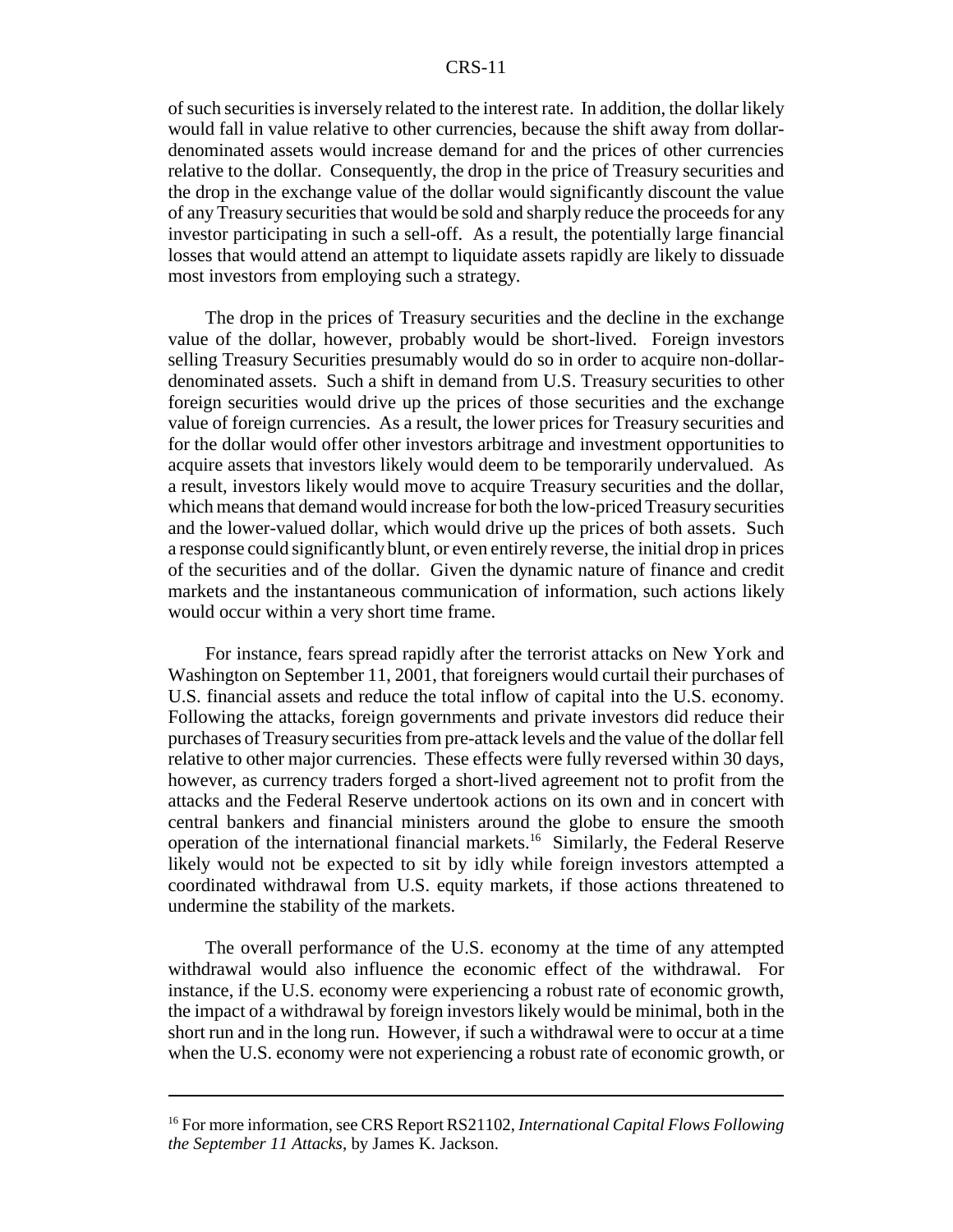of such securities is inversely related to the interest rate. In addition, the dollar likely would fall in value relative to other currencies, because the shift away from dollar-denominated assets would increase demand for and the prices of other currencies relative to the dollar. Consequently, the drop in the price of Treasury securities and the drop in the exchange value of the dollar would significantly discount the value of any Treasury securities that would be sold and sharply reduce the proceeds for any investor participating in such a sell-off. As a result, the potentially large financial losses that would attend an attempt to liquidate assets rapidly are likely to dissuade most investors from employing such a strategy.

The drop in the prices of Treasury securities and the decline in the exchange value of the dollar, however, probably would be short-lived. Foreign investors selling Treasury Securities presumably would do so in order to acquire non-dollar-denominated assets. Such a shift in demand from U.S. Treasury securities to other foreign securities would drive up the prices of those securities and the exchange value of foreign currencies. As a result, the lower prices for Treasury securities and for the dollar would offer other investors arbitrage and investment opportunities to acquire assets that investors likely would deem to be temporarily undervalued. As a result, investors likely would move to acquire Treasury securities and the dollar, which means that demand would increase for both the low-priced Treasury securities and the lower-valued dollar, which would drive up the prices of both assets. Such a response could significantly blunt, or even entirely reverse, the initial drop in prices of the securities and of the dollar. Given the dynamic nature of finance and credit markets and the instantaneous communication of information, such actions likely would occur within a very short time frame.

For instance, fears spread rapidly after the terrorist attacks on New York and Washington on September 11, 2001, that foreigners would curtail their purchases of U.S. financial assets and reduce the total inflow of capital into the U.S. economy. Following the attacks, foreign governments and private investors did reduce their purchases of Treasury securities from pre-attack levels and the value of the dollar fell relative to other major currencies. These effects were fully reversed within 30 days, however, as currency traders forged a short-lived agreement not to profit from the attacks and the Federal Reserve undertook actions on its own and in concert with central bankers and financial ministers around the globe to ensure the smooth operation of the international financial markets.[16] Similarly, the Federal Reserve likely would not be expected to sit by idly while foreign investors attempted a coordinated withdrawal from U.S. equity markets, if those actions threatened to undermine the stability of the markets.

The overall performance of the U.S. economy at the time of any attempted withdrawal would also influence the economic effect of the withdrawal. For instance, if the U.S. economy were experiencing a robust rate of economic growth, the impact of a withdrawal by foreign investors likely would be minimal, both in the short run and in the long run. However, if such a withdrawal were to occur at a time when the U.S. economy were not experiencing a robust rate of economic growth, or

---

[16] For more information, see CRS Report RS21102, *International Capital Flows Following the September 11 Attacks*, by James K. Jackson.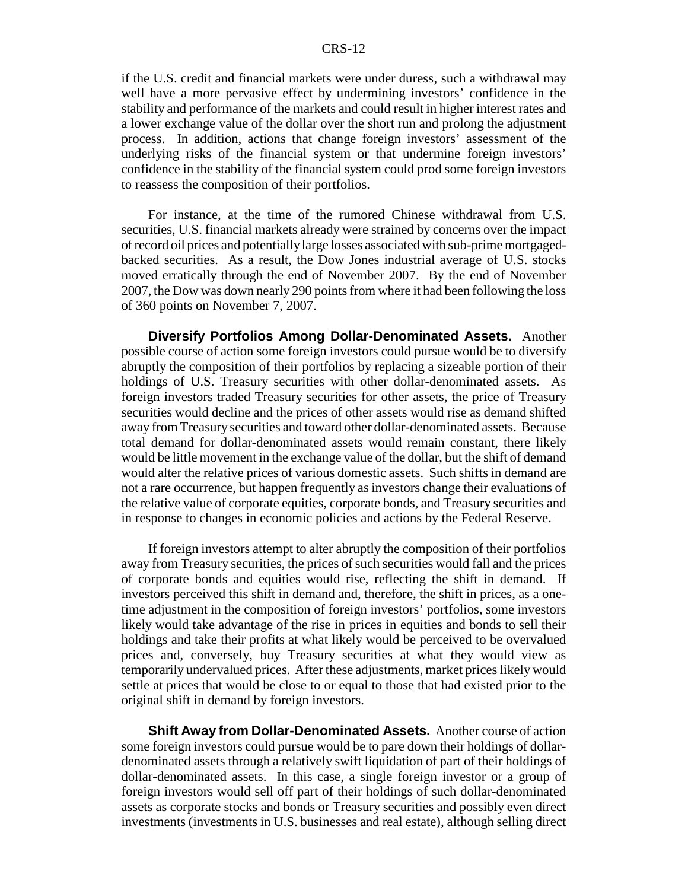if the U.S. credit and financial markets were under duress, such a withdrawal may well have a more pervasive effect by undermining investors' confidence in the stability and performance of the markets and could result in higher interest rates and a lower exchange value of the dollar over the short run and prolong the adjustment process. In addition, actions that change foreign investors' assessment of the underlying risks of the financial system or that undermine foreign investors' confidence in the stability of the financial system could prod some foreign investors to reassess the composition of their portfolios.

For instance, at the time of the rumored Chinese withdrawal from U.S. securities, U.S. financial markets already were strained by concerns over the impact of record oil prices and potentially large losses associated with sub-prime mortgaged-backed securities. As a result, the Dow Jones industrial average of U.S. stocks moved erratically through the end of November 2007. By the end of November 2007, the Dow was down nearly 290 points from where it had been following the loss of 360 points on November 7, 2007.

**Diversify Portfolios Among Dollar-Denominated Assets.** Another possible course of action some foreign investors could pursue would be to diversify abruptly the composition of their portfolios by replacing a sizeable portion of their holdings of U.S. Treasury securities with other dollar-denominated assets. As foreign investors traded Treasury securities for other assets, the price of Treasury securities would decline and the prices of other assets would rise as demand shifted away from Treasury securities and toward other dollar-denominated assets. Because total demand for dollar-denominated assets would remain constant, there likely would be little movement in the exchange value of the dollar, but the shift of demand would alter the relative prices of various domestic assets. Such shifts in demand are not a rare occurrence, but happen frequently as investors change their evaluations of the relative value of corporate equities, corporate bonds, and Treasury securities and in response to changes in economic policies and actions by the Federal Reserve.

If foreign investors attempt to alter abruptly the composition of their portfolios away from Treasury securities, the prices of such securities would fall and the prices of corporate bonds and equities would rise, reflecting the shift in demand. If investors perceived this shift in demand and, therefore, the shift in prices, as a one-time adjustment in the composition of foreign investors' portfolios, some investors likely would take advantage of the rise in prices in equities and bonds to sell their holdings and take their profits at what likely would be perceived to be overvalued prices and, conversely, buy Treasury securities at what they would view as temporarily undervalued prices. After these adjustments, market prices likely would settle at prices that would be close to or equal to those that had existed prior to the original shift in demand by foreign investors.

**Shift Away from Dollar-Denominated Assets.** Another course of action some foreign investors could pursue would be to pare down their holdings of dollar-denominated assets through a relatively swift liquidation of part of their holdings of dollar-denominated assets. In this case, a single foreign investor or a group of foreign investors would sell off part of their holdings of such dollar-denominated assets as corporate stocks and bonds or Treasury securities and possibly even direct investments (investments in U.S. businesses and real estate), although selling direct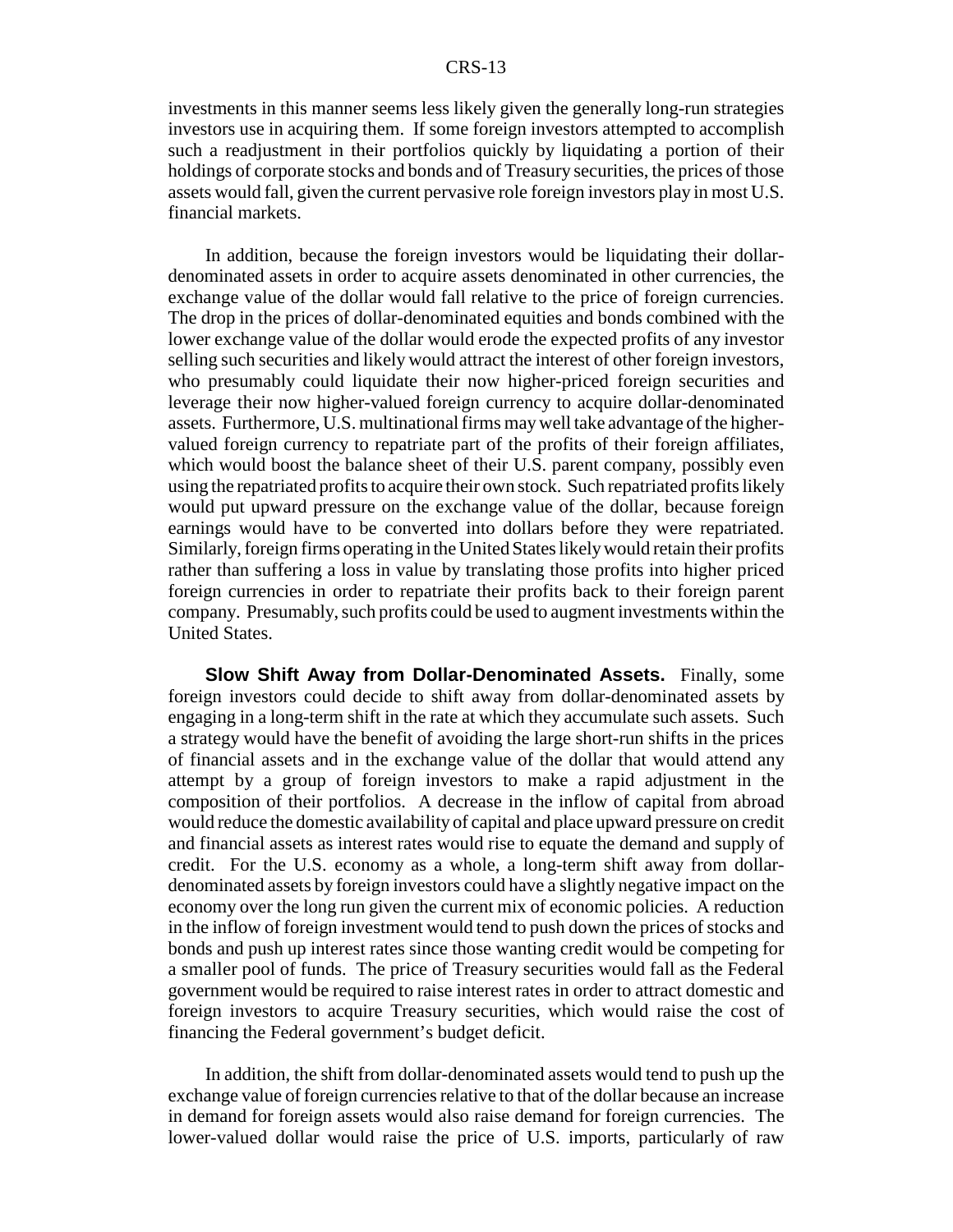investments in this manner seems less likely given the generally long-run strategies investors use in acquiring them. If some foreign investors attempted to accomplish such a readjustment in their portfolios quickly by liquidating a portion of their holdings of corporate stocks and bonds and of Treasury securities, the prices of those assets would fall, given the current pervasive role foreign investors play in most U.S. financial markets.

In addition, because the foreign investors would be liquidating their dollar-denominated assets in order to acquire assets denominated in other currencies, the exchange value of the dollar would fall relative to the price of foreign currencies. The drop in the prices of dollar-denominated equities and bonds combined with the lower exchange value of the dollar would erode the expected profits of any investor selling such securities and likely would attract the interest of other foreign investors, who presumably could liquidate their now higher-priced foreign securities and leverage their now higher-valued foreign currency to acquire dollar-denominated assets. Furthermore, U.S. multinational firms may well take advantage of the higher-valued foreign currency to repatriate part of the profits of their foreign affiliates, which would boost the balance sheet of their U.S. parent company, possibly even using the repatriated profits to acquire their own stock. Such repatriated profits likely would put upward pressure on the exchange value of the dollar, because foreign earnings would have to be converted into dollars before they were repatriated. Similarly, foreign firms operating in the United States likely would retain their profits rather than suffering a loss in value by translating those profits into higher priced foreign currencies in order to repatriate their profits back to their foreign parent company. Presumably, such profits could be used to augment investments within the United States.

**Slow Shift Away from Dollar-Denominated Assets.** Finally, some foreign investors could decide to shift away from dollar-denominated assets by engaging in a long-term shift in the rate at which they accumulate such assets. Such a strategy would have the benefit of avoiding the large short-run shifts in the prices of financial assets and in the exchange value of the dollar that would attend any attempt by a group of foreign investors to make a rapid adjustment in the composition of their portfolios. A decrease in the inflow of capital from abroad would reduce the domestic availability of capital and place upward pressure on credit and financial assets as interest rates would rise to equate the demand and supply of credit. For the U.S. economy as a whole, a long-term shift away from dollar-denominated assets by foreign investors could have a slightly negative impact on the economy over the long run given the current mix of economic policies. A reduction in the inflow of foreign investment would tend to push down the prices of stocks and bonds and push up interest rates since those wanting credit would be competing for a smaller pool of funds. The price of Treasury securities would fall as the Federal government would be required to raise interest rates in order to attract domestic and foreign investors to acquire Treasury securities, which would raise the cost of financing the Federal government's budget deficit.

In addition, the shift from dollar-denominated assets would tend to push up the exchange value of foreign currencies relative to that of the dollar because an increase in demand for foreign assets would also raise demand for foreign currencies. The lower-valued dollar would raise the price of U.S. imports, particularly of raw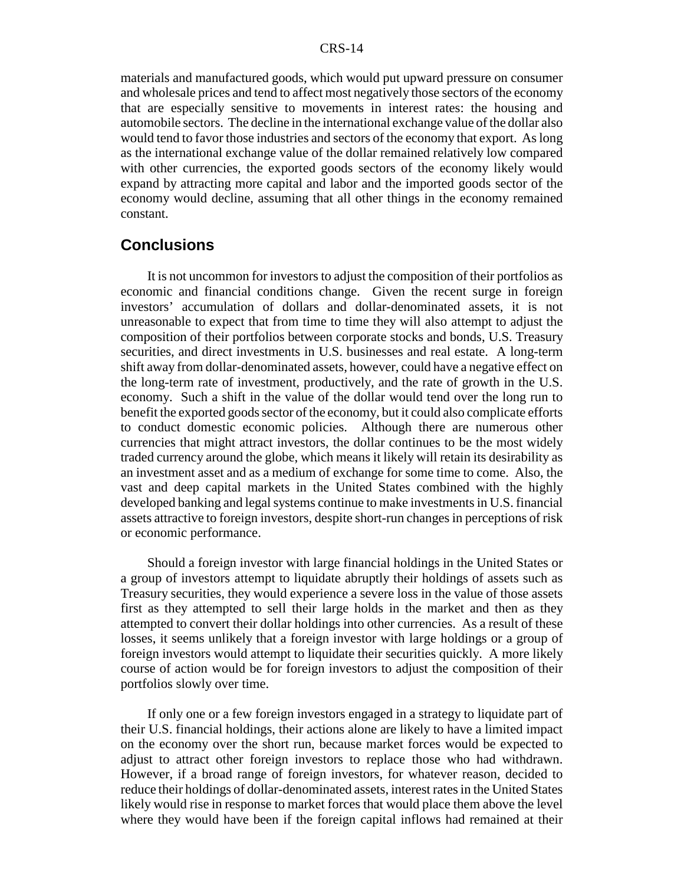materials and manufactured goods, which would put upward pressure on consumer and wholesale prices and tend to affect most negatively those sectors of the economy that are especially sensitive to movements in interest rates: the housing and automobile sectors. The decline in the international exchange value of the dollar also would tend to favor those industries and sectors of the economy that export. As long as the international exchange value of the dollar remained relatively low compared with other currencies, the exported goods sectors of the economy likely would expand by attracting more capital and labor and the imported goods sector of the economy would decline, assuming that all other things in the economy remained constant.

## Conclusions

It is not uncommon for investors to adjust the composition of their portfolios as economic and financial conditions change. Given the recent surge in foreign investors' accumulation of dollars and dollar-denominated assets, it is not unreasonable to expect that from time to time they will also attempt to adjust the composition of their portfolios between corporate stocks and bonds, U.S. Treasury securities, and direct investments in U.S. businesses and real estate. A long-term shift away from dollar-denominated assets, however, could have a negative effect on the long-term rate of investment, productively, and the rate of growth in the U.S. economy. Such a shift in the value of the dollar would tend over the long run to benefit the exported goods sector of the economy, but it could also complicate efforts to conduct domestic economic policies. Although there are numerous other currencies that might attract investors, the dollar continues to be the most widely traded currency around the globe, which means it likely will retain its desirability as an investment asset and as a medium of exchange for some time to come. Also, the vast and deep capital markets in the United States combined with the highly developed banking and legal systems continue to make investments in U.S. financial assets attractive to foreign investors, despite short-run changes in perceptions of risk or economic performance.

Should a foreign investor with large financial holdings in the United States or a group of investors attempt to liquidate abruptly their holdings of assets such as Treasury securities, they would experience a severe loss in the value of those assets first as they attempted to sell their large holds in the market and then as they attempted to convert their dollar holdings into other currencies. As a result of these losses, it seems unlikely that a foreign investor with large holdings or a group of foreign investors would attempt to liquidate their securities quickly. A more likely course of action would be for foreign investors to adjust the composition of their portfolios slowly over time.

If only one or a few foreign investors engaged in a strategy to liquidate part of their U.S. financial holdings, their actions alone are likely to have a limited impact on the economy over the short run, because market forces would be expected to adjust to attract other foreign investors to replace those who had withdrawn. However, if a broad range of foreign investors, for whatever reason, decided to reduce their holdings of dollar-denominated assets, interest rates in the United States likely would rise in response to market forces that would place them above the level where they would have been if the foreign capital inflows had remained at their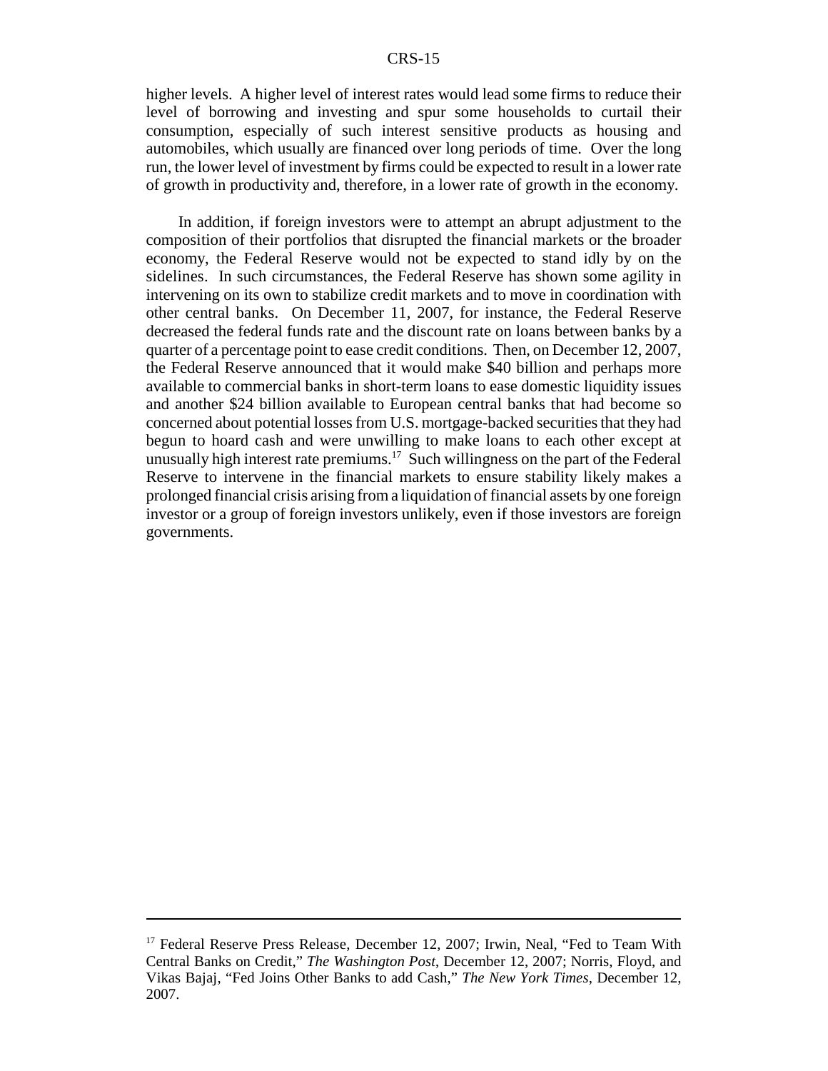higher levels. A higher level of interest rates would lead some firms to reduce their level of borrowing and investing and spur some households to curtail their consumption, especially of such interest sensitive products as housing and automobiles, which usually are financed over long periods of time. Over the long run, the lower level of investment by firms could be expected to result in a lower rate of growth in productivity and, therefore, in a lower rate of growth in the economy.

In addition, if foreign investors were to attempt an abrupt adjustment to the composition of their portfolios that disrupted the financial markets or the broader economy, the Federal Reserve would not be expected to stand idly by on the sidelines. In such circumstances, the Federal Reserve has shown some agility in intervening on its own to stabilize credit markets and to move in coordination with other central banks. On December 11, 2007, for instance, the Federal Reserve decreased the federal funds rate and the discount rate on loans between banks by a quarter of a percentage point to ease credit conditions. Then, on December 12, 2007, the Federal Reserve announced that it would make $40 billion and perhaps more available to commercial banks in short-term loans to ease domestic liquidity issues and another $24 billion available to European central banks that had become so concerned about potential losses from U.S. mortgage-backed securities that they had begun to hoard cash and were unwilling to make loans to each other except at unusually high interest rate premiums.[17] Such willingness on the part of the Federal Reserve to intervene in the financial markets to ensure stability likely makes a prolonged financial crisis arising from a liquidation of financial assets by one foreign investor or a group of foreign investors unlikely, even if those investors are foreign governments.

---

[17] Federal Reserve Press Release, December 12, 2007; Irwin, Neal, "Fed to Team With Central Banks on Credit," *The Washington Post*, December 12, 2007; Norris, Floyd, and Vikas Bajaj, "Fed Joins Other Banks to add Cash," *The New York Times*, December 12, 2007.